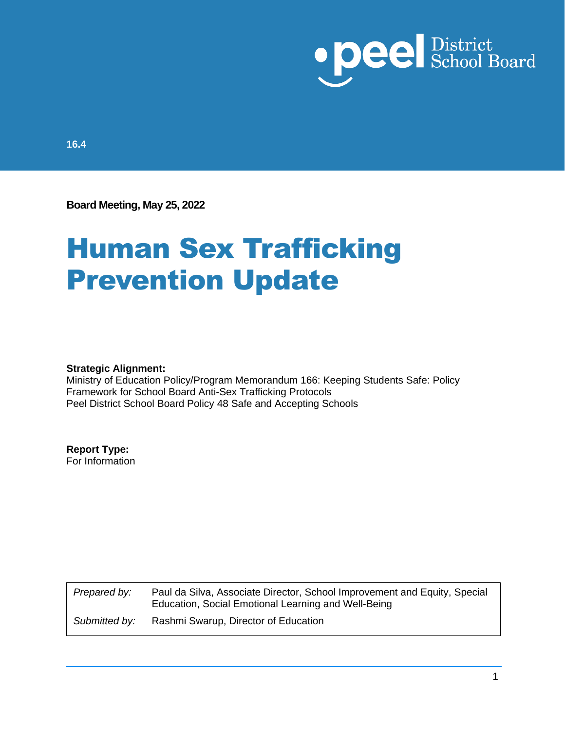Peel District School Board

16.4

**Board Meeting, May 25, 2022**

# Human Sex Trafficking Prevention Update

**Strategic Alignment:**
Ministry of Education Policy/Program Memorandum 166: Keeping Students Safe: Policy Framework for School Board Anti-Sex Trafficking Protocols
Peel District School Board Policy 48 Safe and Accepting Schools

**Report Type:**
For Information

| | |
|---|---|
| *Prepared by:* | Paul da Silva, Associate Director, School Improvement and Equity, Special Education, Social Emotional Learning and Well-Being |
| *Submitted by:* | Rashmi Swarup, Director of Education |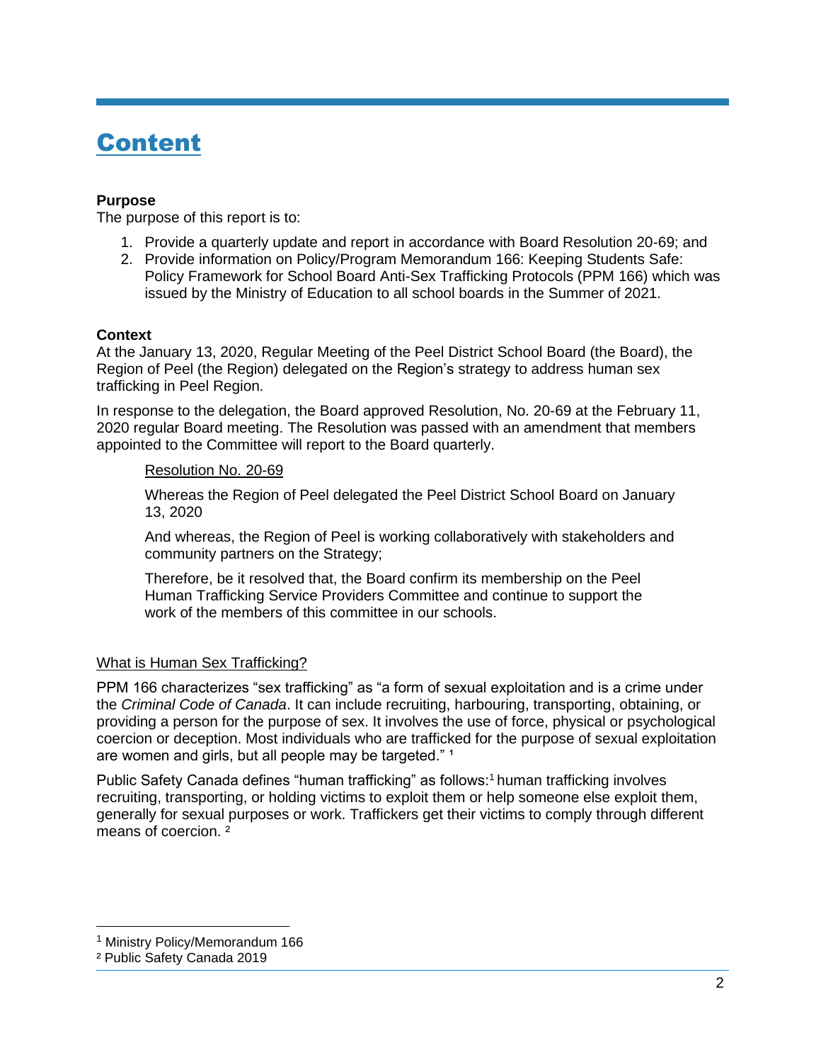# Content

**Purpose**

The purpose of this report is to:

1. Provide a quarterly update and report in accordance with Board Resolution 20-69; and
2. Provide information on Policy/Program Memorandum 166: Keeping Students Safe: Policy Framework for School Board Anti-Sex Trafficking Protocols (PPM 166) which was issued by the Ministry of Education to all school boards in the Summer of 2021.

**Context**

At the January 13, 2020, Regular Meeting of the Peel District School Board (the Board), the Region of Peel (the Region) delegated on the Region's strategy to address human sex trafficking in Peel Region.

In response to the delegation, the Board approved Resolution, No. 20-69 at the February 11, 2020 regular Board meeting. The Resolution was passed with an amendment that members appointed to the Committee will report to the Board quarterly.

> Resolution No. 20-69
>
> Whereas the Region of Peel delegated the Peel District School Board on January 13, 2020
>
> And whereas, the Region of Peel is working collaboratively with stakeholders and community partners on the Strategy;
>
> Therefore, be it resolved that, the Board confirm its membership on the Peel Human Trafficking Service Providers Committee and continue to support the work of the members of this committee in our schools.

What is Human Sex Trafficking?

PPM 166 characterizes "sex trafficking" as "a form of sexual exploitation and is a crime under the *Criminal Code of Canada*. It can include recruiting, harbouring, transporting, obtaining, or providing a person for the purpose of sex. It involves the use of force, physical or psychological coercion or deception. Most individuals who are trafficked for the purpose of sexual exploitation are women and girls, but all people may be targeted." [1]

Public Safety Canada defines "human trafficking" as follows:[1] human trafficking involves recruiting, transporting, or holding victims to exploit them or help someone else exploit them, generally for sexual purposes or work. Traffickers get their victims to comply through different means of coercion. [2]

---

[1] Ministry Policy/Memorandum 166

[2] Public Safety Canada 2019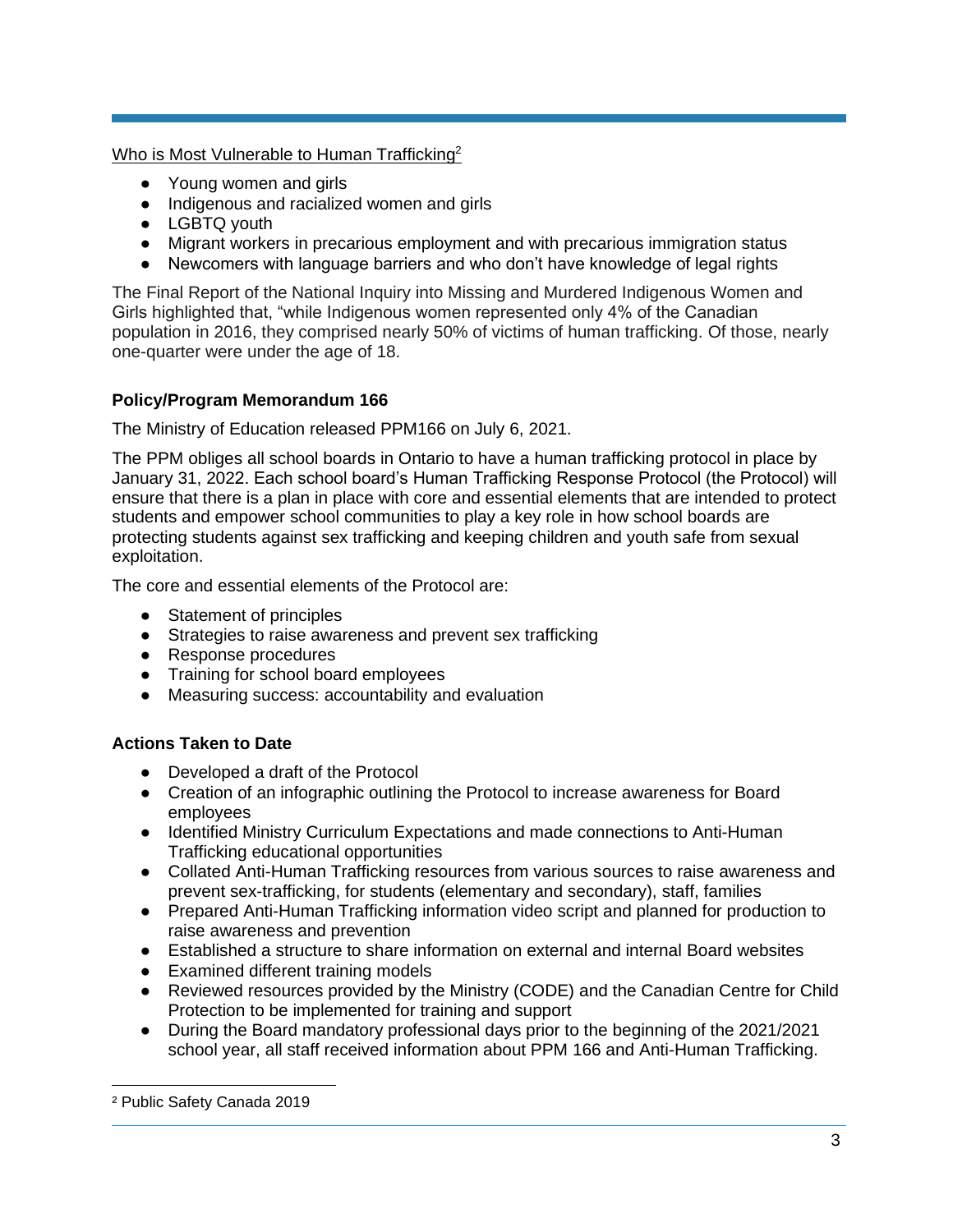Who is Most Vulnerable to Human Trafficking[2]

- Young women and girls
- Indigenous and racialized women and girls
- LGBTQ youth
- Migrant workers in precarious employment and with precarious immigration status
- Newcomers with language barriers and who don't have knowledge of legal rights

The Final Report of the National Inquiry into Missing and Murdered Indigenous Women and Girls highlighted that, "while Indigenous women represented only 4% of the Canadian population in 2016, they comprised nearly 50% of victims of human trafficking. Of those, nearly one-quarter were under the age of 18.

### Policy/Program Memorandum 166

The Ministry of Education released PPM166 on July 6, 2021.

The PPM obliges all school boards in Ontario to have a human trafficking protocol in place by January 31, 2022. Each school board's Human Trafficking Response Protocol (the Protocol) will ensure that there is a plan in place with core and essential elements that are intended to protect students and empower school communities to play a key role in how school boards are protecting students against sex trafficking and keeping children and youth safe from sexual exploitation.

The core and essential elements of the Protocol are:

- Statement of principles
- Strategies to raise awareness and prevent sex trafficking
- Response procedures
- Training for school board employees
- Measuring success: accountability and evaluation

### Actions Taken to Date

- Developed a draft of the Protocol
- Creation of an infographic outlining the Protocol to increase awareness for Board employees
- Identified Ministry Curriculum Expectations and made connections to Anti-Human Trafficking educational opportunities
- Collated Anti-Human Trafficking resources from various sources to raise awareness and prevent sex-trafficking, for students (elementary and secondary), staff, families
- Prepared Anti-Human Trafficking information video script and planned for production to raise awareness and prevention
- Established a structure to share information on external and internal Board websites
- Examined different training models
- Reviewed resources provided by the Ministry (CODE) and the Canadian Centre for Child Protection to be implemented for training and support
- During the Board mandatory professional days prior to the beginning of the 2021/2021 school year, all staff received information about PPM 166 and Anti-Human Trafficking.

---

[2] Public Safety Canada 2019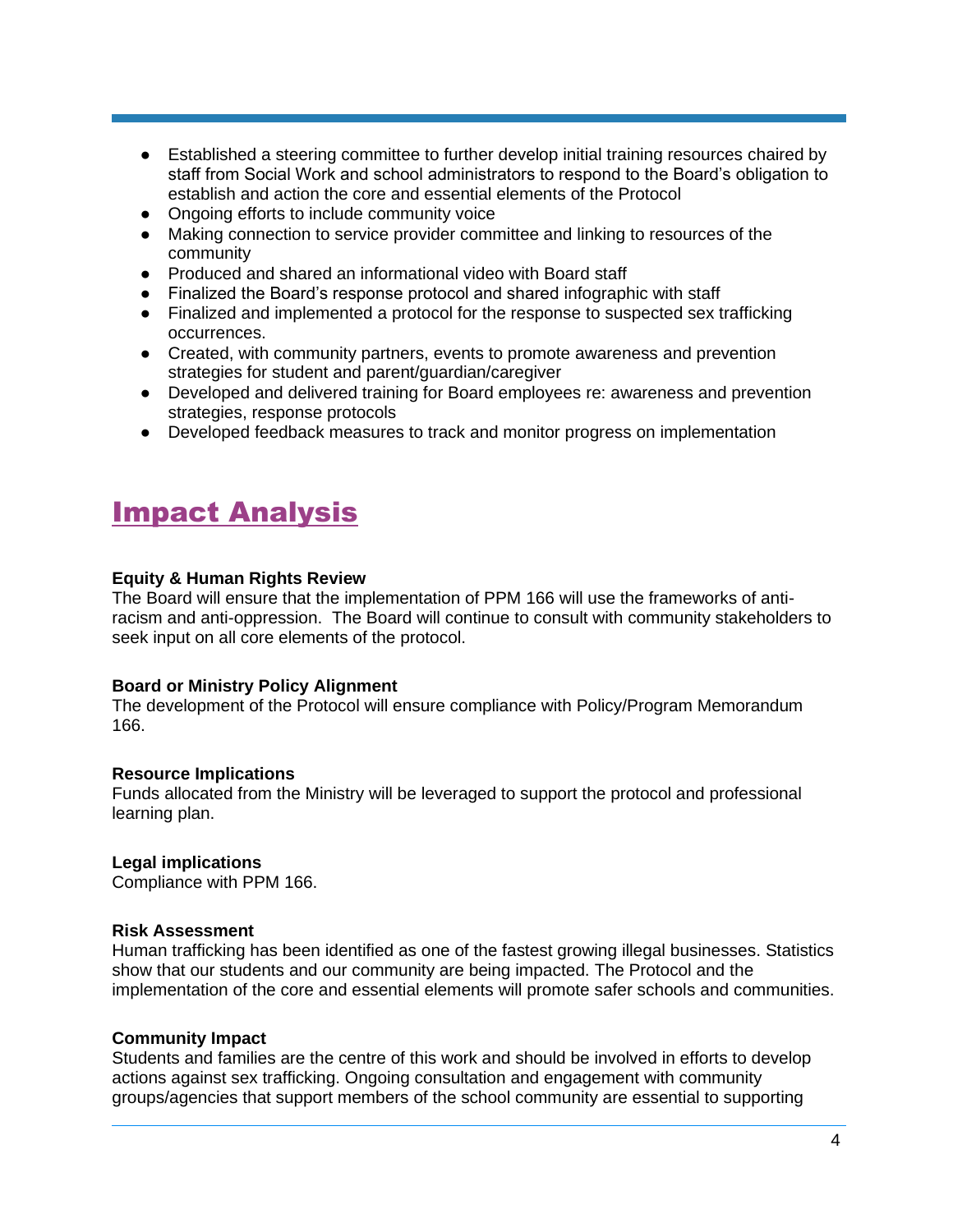- Established a steering committee to further develop initial training resources chaired by staff from Social Work and school administrators to respond to the Board's obligation to establish and action the core and essential elements of the Protocol
- Ongoing efforts to include community voice
- Making connection to service provider committee and linking to resources of the community
- Produced and shared an informational video with Board staff
- Finalized the Board's response protocol and shared infographic with staff
- Finalized and implemented a protocol for the response to suspected sex trafficking occurrences.
- Created, with community partners, events to promote awareness and prevention strategies for student and parent/guardian/caregiver
- Developed and delivered training for Board employees re: awareness and prevention strategies, response protocols
- Developed feedback measures to track and monitor progress on implementation

# Impact Analysis

**Equity & Human Rights Review**
The Board will ensure that the implementation of PPM 166 will use the frameworks of anti-racism and anti-oppression. The Board will continue to consult with community stakeholders to seek input on all core elements of the protocol.

**Board or Ministry Policy Alignment**
The development of the Protocol will ensure compliance with Policy/Program Memorandum 166.

**Resource Implications**
Funds allocated from the Ministry will be leveraged to support the protocol and professional learning plan.

**Legal implications**
Compliance with PPM 166.

**Risk Assessment**
Human trafficking has been identified as one of the fastest growing illegal businesses. Statistics show that our students and our community are being impacted. The Protocol and the implementation of the core and essential elements will promote safer schools and communities.

**Community Impact**
Students and families are the centre of this work and should be involved in efforts to develop actions against sex trafficking. Ongoing consultation and engagement with community groups/agencies that support members of the school community are essential to supporting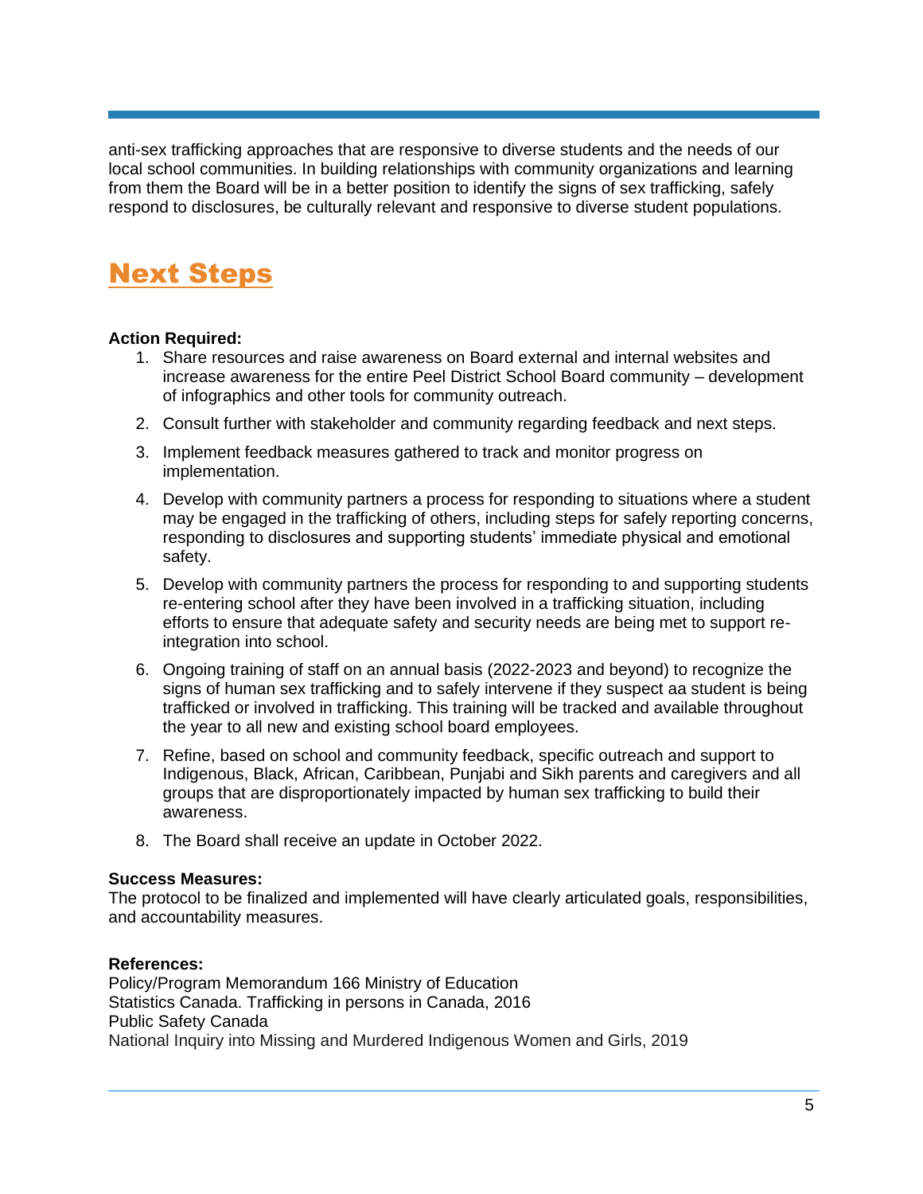anti-sex trafficking approaches that are responsive to diverse students and the needs of our local school communities. In building relationships with community organizations and learning from them the Board will be in a better position to identify the signs of sex trafficking, safely respond to disclosures, be culturally relevant and responsive to diverse student populations.

## Next Steps

**Action Required:**

1. Share resources and raise awareness on Board external and internal websites and increase awareness for the entire Peel District School Board community – development of infographics and other tools for community outreach.
2. Consult further with stakeholder and community regarding feedback and next steps.
3. Implement feedback measures gathered to track and monitor progress on implementation.
4. Develop with community partners a process for responding to situations where a student may be engaged in the trafficking of others, including steps for safely reporting concerns, responding to disclosures and supporting students' immediate physical and emotional safety.
5. Develop with community partners the process for responding to and supporting students re-entering school after they have been involved in a trafficking situation, including efforts to ensure that adequate safety and security needs are being met to support re-integration into school.
6. Ongoing training of staff on an annual basis (2022-2023 and beyond) to recognize the signs of human sex trafficking and to safely intervene if they suspect aa student is being trafficked or involved in trafficking. This training will be tracked and available throughout the year to all new and existing school board employees.
7. Refine, based on school and community feedback, specific outreach and support to Indigenous, Black, African, Caribbean, Punjabi and Sikh parents and caregivers and all groups that are disproportionately impacted by human sex trafficking to build their awareness.
8. The Board shall receive an update in October 2022.

**Success Measures:**
The protocol to be finalized and implemented will have clearly articulated goals, responsibilities, and accountability measures.

**References:**
Policy/Program Memorandum 166 Ministry of Education
Statistics Canada. Trafficking in persons in Canada, 2016
Public Safety Canada
National Inquiry into Missing and Murdered Indigenous Women and Girls, 2019